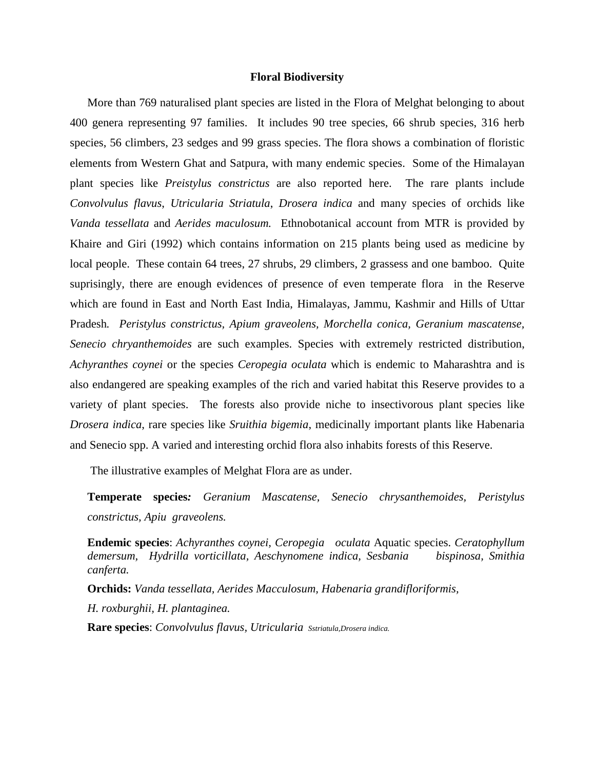**Floral Biodiversity**

More than 769 naturalised plant species are listed in the Flora of Melghat belonging to about 400 genera representing 97 families. It includes 90 tree species, 66 shrub species, 316 herb species, 56 climbers, 23 sedges and 99 grass species. The flora shows a combination of floristic elements from Western Ghat and Satpura, with many endemic species. Some of the Himalayan plant species like *Preistylus constrictus* are also reported here. The rare plants include *Convolvulus flavus*, *Utricularia Striatula*, *Drosera indica* and many species of orchids like *Vanda tessellata* and *Aerides maculosum.* Ethnobotanical account from MTR is provided by Khaire and Giri (1992) which contains information on 215 plants being used as medicine by local people. These contain 64 trees, 27 shrubs, 29 climbers, 2 grassess and one bamboo. Quite suprisingly, there are enough evidences of presence of even temperate flora in the Reserve which are found in East and North East India, Himalayas, Jammu, Kashmir and Hills of Uttar Pradesh. *Peristylus constrictus, Apium graveolens, Morchella conica, Geranium mascatense, Senecio chryanthemoides* are such examples. Species with extremely restricted distribution, *Achyranthes coynei* or the species *Ceropegia oculata* which is endemic to Maharashtra and is also endangered are speaking examples of the rich and varied habitat this Reserve provides to a variety of plant species. The forests also provide niche to insectivorous plant species like *Drosera indica*, rare species like *Sruithia bigemia*, medicinally important plants like Habenaria and Senecio spp. A varied and interesting orchid flora also inhabits forests of this Reserve.

The illustrative examples of Melghat Flora are as under.

**Temperate species*:*** *Geranium Mascatense, Senecio chrysanthemoides, Peristylus constrictus, Apiu graveolens.*

**Endemic species**: *Achyranthes coynei, Ceropegia oculata* Aquatic species. *Ceratophyllum demersum, Hydrilla vorticillata, Aeschynomene indica, Sesbania bispinosa, Smithia canferta.*

**Orchids:** *Vanda tessellata, Aerides Macculosum, Habenaria grandifloriformis,*

*H. roxburghii, H. plantaginea.*

**Rare species**: *Convolvulus flavus, Utricularia Sstriatula,Drosera indica.*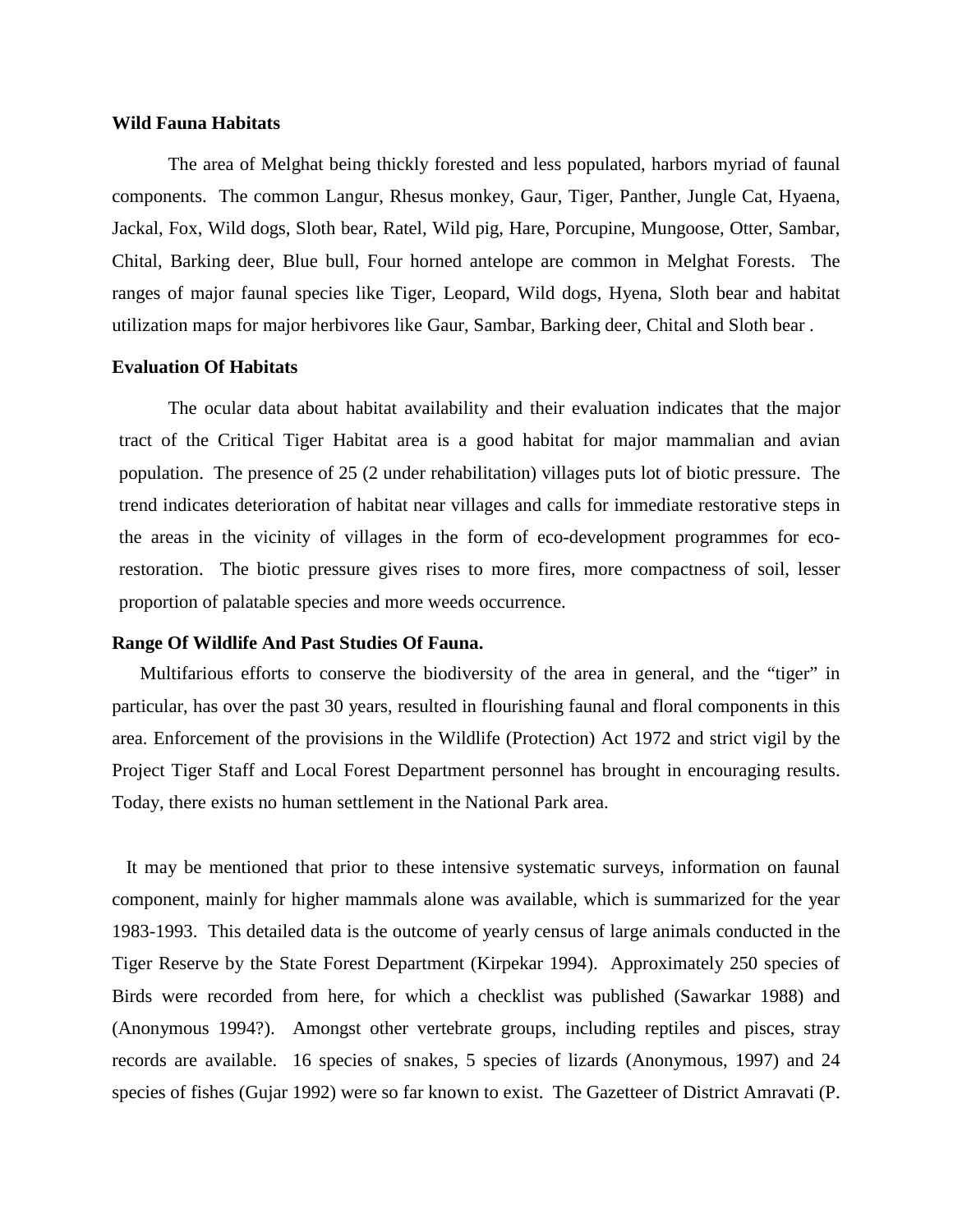**Wild Fauna Habitats**

The area of Melghat being thickly forested and less populated, harbors myriad of faunal components. The common Langur, Rhesus monkey, Gaur, Tiger, Panther, Jungle Cat, Hyaena, Jackal, Fox, Wild dogs, Sloth bear, Ratel, Wild pig, Hare, Porcupine, Mungoose, Otter, Sambar, Chital, Barking deer, Blue bull, Four horned antelope are common in Melghat Forests. The ranges of major faunal species like Tiger, Leopard, Wild dogs, Hyena, Sloth bear and habitat utilization maps for major herbivores like Gaur, Sambar, Barking deer, Chital and Sloth bear .

**Evaluation Of Habitats**

The ocular data about habitat availability and their evaluation indicates that the major tract of the Critical Tiger Habitat area is a good habitat for major mammalian and avian population. The presence of 25 (2 under rehabilitation) villages puts lot of biotic pressure. The trend indicates deterioration of habitat near villages and calls for immediate restorative steps in the areas in the vicinity of villages in the form of eco-development programmes for eco-restoration. The biotic pressure gives rises to more fires, more compactness of soil, lesser proportion of palatable species and more weeds occurrence.

**Range Of Wildlife And Past Studies Of Fauna.**

Multifarious efforts to conserve the biodiversity of the area in general, and the "tiger" in particular, has over the past 30 years, resulted in flourishing faunal and floral components in this area. Enforcement of the provisions in the Wildlife (Protection) Act 1972 and strict vigil by the Project Tiger Staff and Local Forest Department personnel has brought in encouraging results. Today, there exists no human settlement in the National Park area.

It may be mentioned that prior to these intensive systematic surveys, information on faunal component, mainly for higher mammals alone was available, which is summarized for the year 1983-1993. This detailed data is the outcome of yearly census of large animals conducted in the Tiger Reserve by the State Forest Department (Kirpekar 1994). Approximately 250 species of Birds were recorded from here, for which a checklist was published (Sawarkar 1988) and (Anonymous 1994?). Amongst other vertebrate groups, including reptiles and pisces, stray records are available. 16 species of snakes, 5 species of lizards (Anonymous, 1997) and 24 species of fishes (Gujar 1992) were so far known to exist. The Gazetteer of District Amravati (P.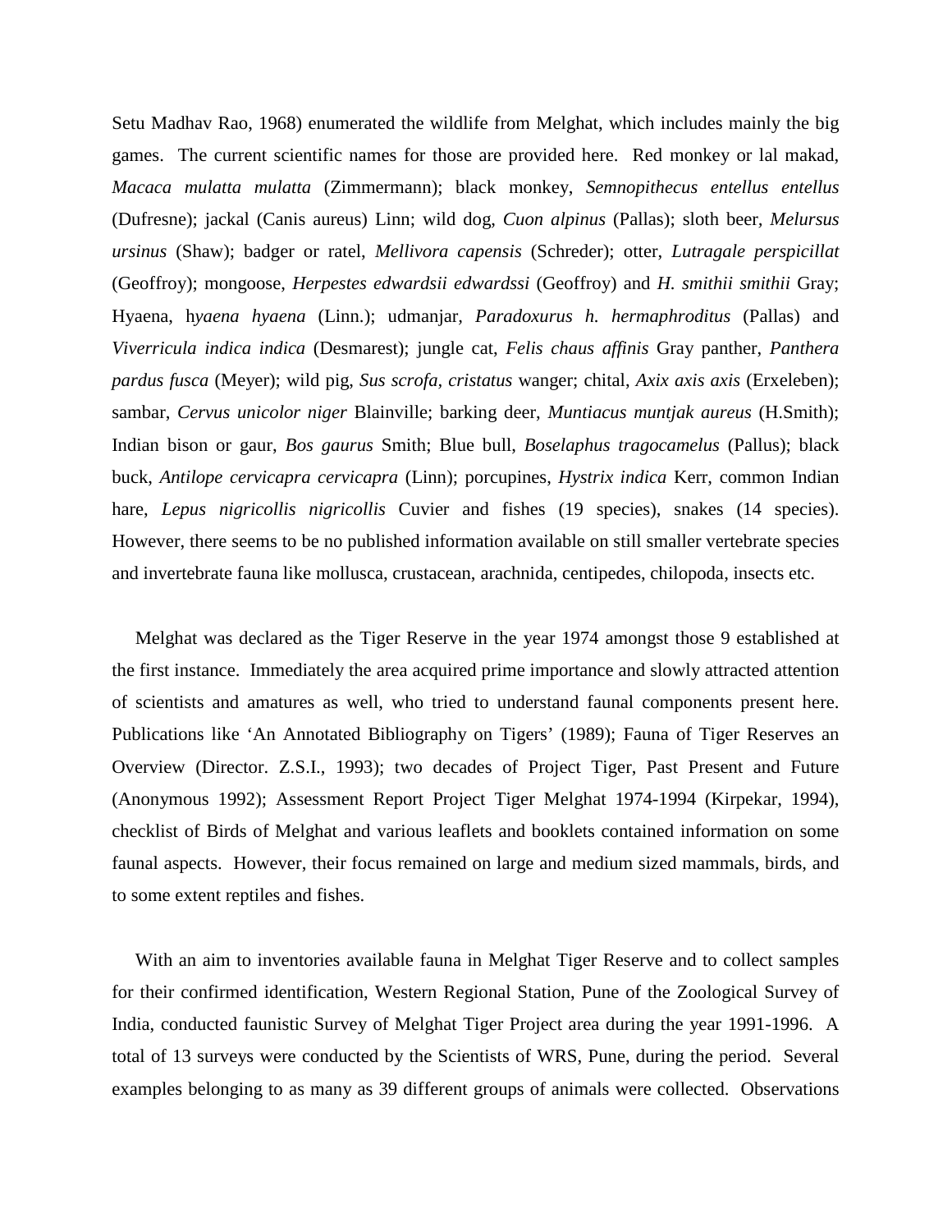Setu Madhav Rao, 1968) enumerated the wildlife from Melghat, which includes mainly the big games. The current scientific names for those are provided here. Red monkey or lal makad, *Macaca mulatta mulatta* (Zimmermann); black monkey, *Semnopithecus entellus entellus* (Dufresne); jackal (Canis aureus) Linn; wild dog, *Cuon alpinus* (Pallas); sloth beer, *Melursus ursinus* (Shaw); badger or ratel, *Mellivora capensis* (Schreder); otter, *Lutragale perspicillat* (Geoffroy); mongoose, *Herpestes edwardsii edwardssi* (Geoffroy) and *H. smithii smithii* Gray; Hyaena, h*yaena hyaena* (Linn.); udmanjar, *Paradoxurus h. hermaphroditus* (Pallas) and *Viverricula indica indica* (Desmarest); jungle cat, *Felis chaus affinis* Gray panther, *Panthera pardus fusca* (Meyer); wild pig, *Sus scrofa, cristatus* wanger; chital, *Axix axis axis* (Erxeleben); sambar, *Cervus unicolor niger* Blainville; barking deer, *Muntiacus muntjak aureus* (H.Smith); Indian bison or gaur, *Bos gaurus* Smith; Blue bull, *Boselaphus tragocamelus* (Pallus); black buck, *Antilope cervicapra cervicapra* (Linn); porcupines, *Hystrix indica* Kerr, common Indian hare, *Lepus nigricollis nigricollis* Cuvier and fishes (19 species), snakes (14 species). However, there seems to be no published information available on still smaller vertebrate species and invertebrate fauna like mollusca, crustacean, arachnida, centipedes, chilopoda, insects etc.

Melghat was declared as the Tiger Reserve in the year 1974 amongst those 9 established at the first instance. Immediately the area acquired prime importance and slowly attracted attention of scientists and amatures as well, who tried to understand faunal components present here. Publications like 'An Annotated Bibliography on Tigers' (1989); Fauna of Tiger Reserves an Overview (Director. Z.S.I., 1993); two decades of Project Tiger, Past Present and Future (Anonymous 1992); Assessment Report Project Tiger Melghat 1974-1994 (Kirpekar, 1994), checklist of Birds of Melghat and various leaflets and booklets contained information on some faunal aspects. However, their focus remained on large and medium sized mammals, birds, and to some extent reptiles and fishes.

With an aim to inventories available fauna in Melghat Tiger Reserve and to collect samples for their confirmed identification, Western Regional Station, Pune of the Zoological Survey of India, conducted faunistic Survey of Melghat Tiger Project area during the year 1991-1996. A total of 13 surveys were conducted by the Scientists of WRS, Pune, during the period. Several examples belonging to as many as 39 different groups of animals were collected. Observations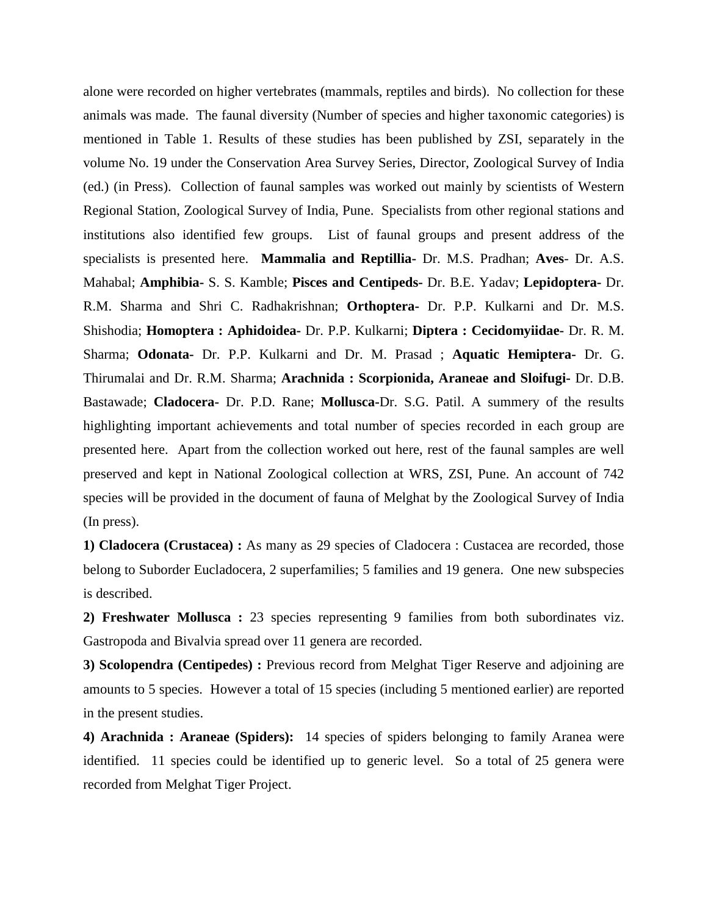alone were recorded on higher vertebrates (mammals, reptiles and birds). No collection for these animals was made. The faunal diversity (Number of species and higher taxonomic categories) is mentioned in Table 1. Results of these studies has been published by ZSI, separately in the volume No. 19 under the Conservation Area Survey Series, Director, Zoological Survey of India (ed.) (in Press). Collection of faunal samples was worked out mainly by scientists of Western Regional Station, Zoological Survey of India, Pune. Specialists from other regional stations and institutions also identified few groups. List of faunal groups and present address of the specialists is presented here. **Mammalia and Reptillia-** Dr. M.S. Pradhan; **Aves**- Dr. A.S. Mahabal; **Amphibia**- S. S. Kamble; **Pisces and Centipeds-** Dr. B.E. Yadav; **Lepidoptera-** Dr. R.M. Sharma and Shri C. Radhakrishnan; **Orthoptera-** Dr. P.P. Kulkarni and Dr. M.S. Shishodia; **Homoptera : Aphidoidea-** Dr. P.P. Kulkarni; **Diptera : Cecidomyiidae-** Dr. R. M. Sharma; **Odonata-** Dr. P.P. Kulkarni and Dr. M. Prasad ; **Aquatic Hemiptera-** Dr. G. Thirumalai and Dr. R.M. Sharma; **Arachnida : Scorpionida, Araneae and Sloifugi-** Dr. D.B. Bastawade; **Cladocera-** Dr. P.D. Rane; **Mollusca-**Dr. S.G. Patil. A summery of the results highlighting important achievements and total number of species recorded in each group are presented here. Apart from the collection worked out here, rest of the faunal samples are well preserved and kept in National Zoological collection at WRS, ZSI, Pune. An account of 742 species will be provided in the document of fauna of Melghat by the Zoological Survey of India (In press).

**1) Cladocera (Crustacea) :** As many as 29 species of Cladocera : Custacea are recorded, those belong to Suborder Eucladocera, 2 superfamilies; 5 families and 19 genera. One new subspecies is described.

**2) Freshwater Mollusca :** 23 species representing 9 families from both subordinates viz. Gastropoda and Bivalvia spread over 11 genera are recorded.

**3) Scolopendra (Centipedes) :** Previous record from Melghat Tiger Reserve and adjoining are amounts to 5 species. However a total of 15 species (including 5 mentioned earlier) are reported in the present studies.

**4) Arachnida : Araneae (Spiders):** 14 species of spiders belonging to family Aranea were identified. 11 species could be identified up to generic level. So a total of 25 genera were recorded from Melghat Tiger Project.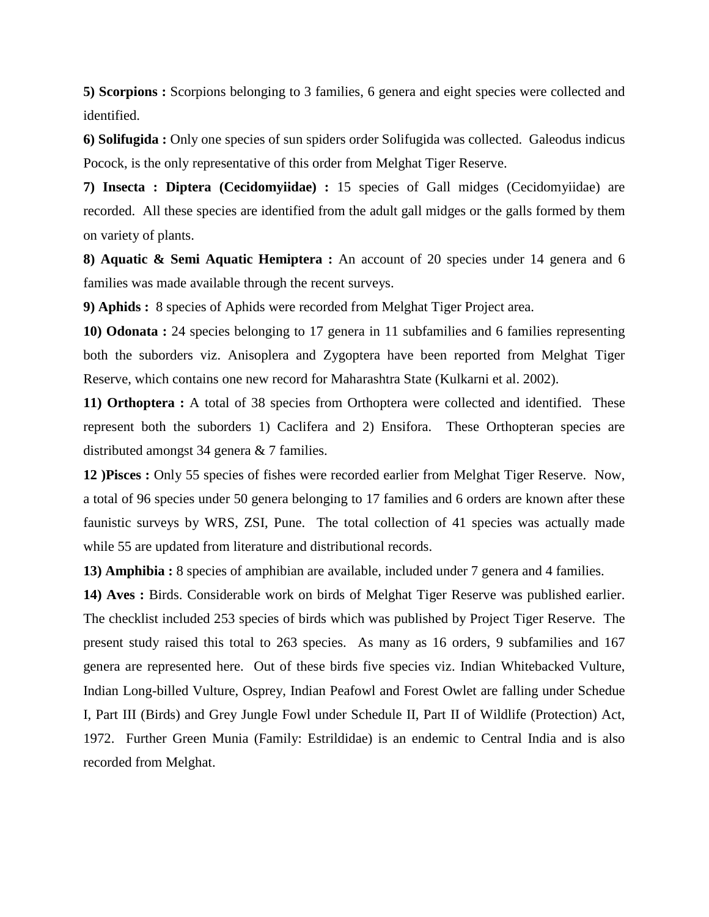**5) Scorpions :** Scorpions belonging to 3 families, 6 genera and eight species were collected and identified.

**6) Solifugida :** Only one species of sun spiders order Solifugida was collected. Galeodus indicus Pocock, is the only representative of this order from Melghat Tiger Reserve.

**7) Insecta : Diptera (Cecidomyiidae) :** 15 species of Gall midges (Cecidomyiidae) are recorded. All these species are identified from the adult gall midges or the galls formed by them on variety of plants.

**8) Aquatic & Semi Aquatic Hemiptera :** An account of 20 species under 14 genera and 6 families was made available through the recent surveys.

**9) Aphids :** 8 species of Aphids were recorded from Melghat Tiger Project area.

**10) Odonata :** 24 species belonging to 17 genera in 11 subfamilies and 6 families representing both the suborders viz. Anisoplera and Zygoptera have been reported from Melghat Tiger Reserve, which contains one new record for Maharashtra State (Kulkarni et al. 2002).

**11) Orthoptera :** A total of 38 species from Orthoptera were collected and identified. These represent both the suborders 1) Caclifera and 2) Ensifora. These Orthopteran species are distributed amongst 34 genera & 7 families.

**12 )Pisces :** Only 55 species of fishes were recorded earlier from Melghat Tiger Reserve. Now, a total of 96 species under 50 genera belonging to 17 families and 6 orders are known after these faunistic surveys by WRS, ZSI, Pune. The total collection of 41 species was actually made while 55 are updated from literature and distributional records.

**13) Amphibia :** 8 species of amphibian are available, included under 7 genera and 4 families.

**14) Aves :** Birds. Considerable work on birds of Melghat Tiger Reserve was published earlier. The checklist included 253 species of birds which was published by Project Tiger Reserve. The present study raised this total to 263 species. As many as 16 orders, 9 subfamilies and 167 genera are represented here. Out of these birds five species viz. Indian Whitebacked Vulture, Indian Long-billed Vulture, Osprey, Indian Peafowl and Forest Owlet are falling under Schedue I, Part III (Birds) and Grey Jungle Fowl under Schedule II, Part II of Wildlife (Protection) Act, 1972. Further Green Munia (Family: Estrildidae) is an endemic to Central India and is also recorded from Melghat.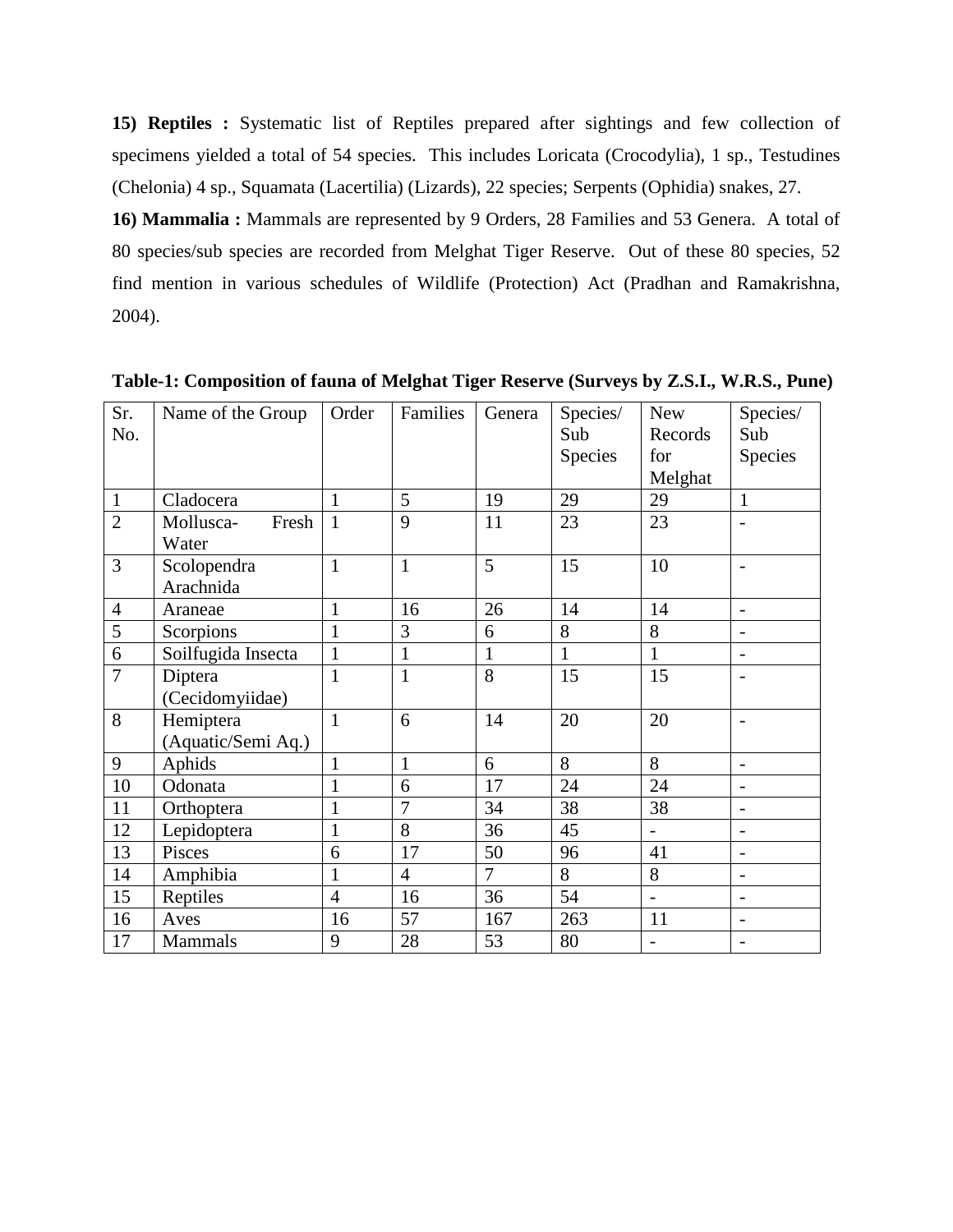**15) Reptiles :** Systematic list of Reptiles prepared after sightings and few collection of specimens yielded a total of 54 species. This includes Loricata (Crocodylia), 1 sp., Testudines (Chelonia) 4 sp., Squamata (Lacertilia) (Lizards), 22 species; Serpents (Ophidia) snakes, 27.

**16) Mammalia :** Mammals are represented by 9 Orders, 28 Families and 53 Genera. A total of 80 species/sub species are recorded from Melghat Tiger Reserve. Out of these 80 species, 52 find mention in various schedules of Wildlife (Protection) Act (Pradhan and Ramakrishna, 2004).

**Table-1: Composition of fauna of Melghat Tiger Reserve (Surveys by Z.S.I., W.R.S., Pune)**

| Sr. No. | Name of the Group | Order | Families | Genera | Species/ Sub Species | New Records for Melghat | Species/ Sub Species |
|---|---|---|---|---|---|---|---|
| 1 | Cladocera | 1 | 5 | 19 | 29 | 29 | 1 |
| 2 | Mollusca- Fresh Water | 1 | 9 | 11 | 23 | 23 | - |
| 3 | Scolopendra Arachnida | 1 | 1 | 5 | 15 | 10 | - |
| 4 | Araneae | 1 | 16 | 26 | 14 | 14 | - |
| 5 | Scorpions | 1 | 3 | 6 | 8 | 8 | - |
| 6 | Soilfugida Insecta | 1 | 1 | 1 | 1 | 1 | - |
| 7 | Diptera (Cecidomyiidae) | 1 | 1 | 8 | 15 | 15 | - |
| 8 | Hemiptera (Aquatic/Semi Aq.) | 1 | 6 | 14 | 20 | 20 | - |
| 9 | Aphids | 1 | 1 | 6 | 8 | 8 | - |
| 10 | Odonata | 1 | 6 | 17 | 24 | 24 | - |
| 11 | Orthoptera | 1 | 7 | 34 | 38 | 38 | - |
| 12 | Lepidoptera | 1 | 8 | 36 | 45 | - | - |
| 13 | Pisces | 6 | 17 | 50 | 96 | 41 | - |
| 14 | Amphibia | 1 | 4 | 7 | 8 | 8 | - |
| 15 | Reptiles | 4 | 16 | 36 | 54 | - | - |
| 16 | Aves | 16 | 57 | 167 | 263 | 11 | - |
| 17 | Mammals | 9 | 28 | 53 | 80 | - | - |